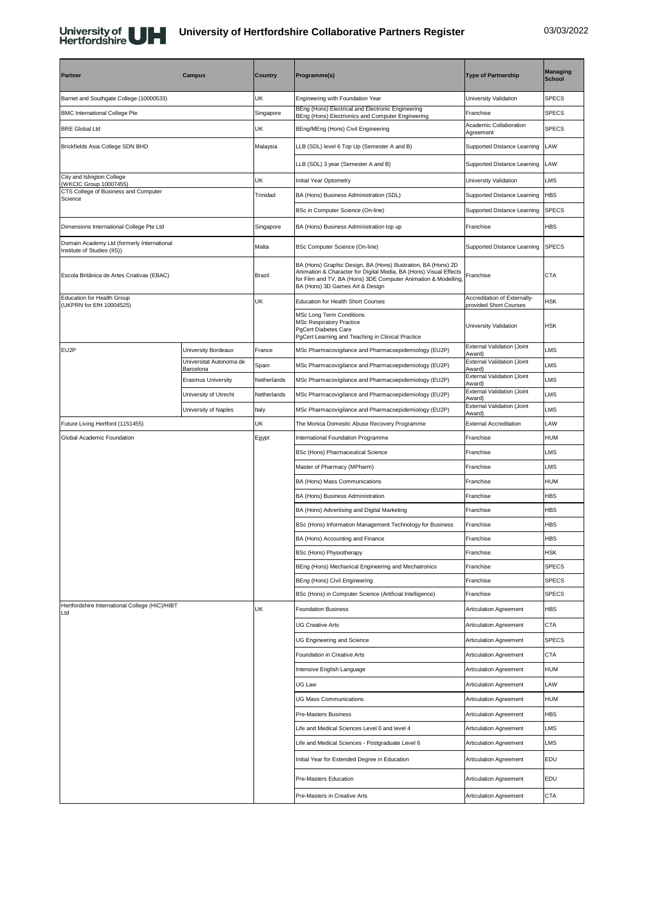# University of Hertfordshire Collaborative Partners Register

03/03/2022

| Partner | Campus | Country | Programme(s) | Type of Partnership | Managing School |
|---|---|---|---|---|---|
| Barnet and Southgate College (10000533) | | UK | Engineering with Foundation Year | University Validation | SPECS |
| BMC International College Pte | | Singapore | BEng (Hons) Electrical and Electronic Engineering<br>BEng (Hons) Electrionics and Computer Engineering | Franchise | SPECS |
| BRE Global Ltd | | UK | BEng/MEng (Hons) Civil Engineering | Academic Collaboration Agreement | SPECS |
| Brickfields Asia College SDN BHD | | Malaysia | LLB (SDL) level 6 Top Up (Semester A and B) | Supported Distance Learning | LAW |
| | | | LLB (SDL) 3 year (Semester A and B) | Supported Distance Learning | LAW |
| City and Islington College (WKCIC Group 10007455) | | UK | Initial Year Optometry | University Validation | LMS |
| CTS College of Business and Computer Science | | Trinidad | BA (Hons) Business Administration (SDL) | Supported Distance Learning | HBS |
| | | | BSc in Computer Science (On-line) | Supported Distance Learning | SPECS |
| Dimensions International College Pte Ltd | | Singapore | BA (Hons) Business Administration top up | Franchise | HBS |
| Domain Academy Ltd (formerly International Institute of Studies (IIS)) | | Malta | BSc Computer Science (On-line) | Supported Distance Learning | SPECS |
| Escola Britânica de Artes Criativas (EBAC) | | Brazil | BA (Hons) Graphic Design, BA (Hons) Illustration, BA (Hons) 2D Animation & Character for Digital Media, BA (Hons) Visual Effects for Film and TV, BA (Hons) 3DE Computer Animation & Modelling, BA (Hons) 3D Games Art & Design | Franchise | CTA |
| Education for Health Group (UKPRN for EfH 10004525) | | UK | Education for Health Short Courses | Accreditation of Externally-provided Short Courses | HSK |
| | | | MSc Long Term Conditions<br>MSc Respiratory Practice<br>PgCert Diabetes Care<br>PgCert Learning and Teaching in Clinical Practice | University Validation | HSK |
| EU2P | University Bordeaux | France | MSc Pharmacovigilance and Pharmacoepidemiology (EU2P) | External Validation (Joint Award) | LMS |
| | Universitat Autonoma de Barcelona | Spain | MSc Pharmacovigilance and Pharmacoepidemiology (EU2P) | External Validation (Joint Award) | LMS |
| | Erasmus University | Netherlands | MSc Pharmacovigilance and Pharmacoepidemiology (EU2P) | External Validation (Joint Award) | LMS |
| | University of Utrecht | Netherlands | MSc Pharmacovigilance and Pharmacoepidemiology (EU2P) | External Validation (Joint Award) | LMS |
| | University of Naples | Italy | MSc Pharmacovigilance and Pharmacoepidemiology (EU2P) | External Validation (Joint Award) | LMS |
| Future Living Hertford (1151455) | | UK | The Monica Domestic Abuse Recovery Programme | External Accreditation | LAW |
| Global Academic Foundation | | Egypt | International Foundation Programme | Franchise | HUM |
| | | | BSc (Hons) Pharmaceutical Science | Franchise | LMS |
| | | | Master of Pharmacy (MPharm) | Franchise | LMS |
| | | | BA (Hons) Mass Communications | Franchise | HUM |
| | | | BA (Hons) Business Administration | Franchise | HBS |
| | | | BA (Hons) Advertising and Digital Marketing | Franchise | HBS |
| | | | BSc (Hons) Information Management Technology for Business | Franchise | HBS |
| | | | BA (Hons) Accounting and Finance | Franchise | HBS |
| | | | BSc (Hons) Physiotherapy | Franchise | HSK |
| | | | BEng (Hons) Mechanical Engineering and Mechatronics | Franchise | SPECS |
| | | | BEng (Hons) Civil Engineering | Franchise | SPECS |
| | | | BSc (Hons) in Computer Science (Artificial Intelligence) | Franchise | SPECS |
| Hertfordshire International College (HIC)/HIBT Ltd | | UK | Foundation Business | Articulation Agreement | HBS |
| | | | UG Creative Arts | Articulation Agreement | CTA |
| | | | UG Engineering and Science | Articulation Agreement | SPECS |
| | | | Foundation in Creative Arts | Articulation Agreement | CTA |
| | | | Intensive English Language | Articulation Agreement | HUM |
| | | | UG Law | Articulation Agreement | LAW |
| | | | UG Mass Communications | Articulation Agreement | HUM |
| | | | Pre-Masters Business | Articulation Agreement | HBS |
| | | | Life and Medical Sciences Level 0 and level 4 | Articulation Agreement | LMS |
| | | | Life and Medical Sciences - Postgraduate Level 6 | Articulation Agreement | LMS |
| | | | Initial Year for Extended Degree in Education | Articulation Agreement | EDU |
| | | | Pre-Masters Education | Articulation Agreement | EDU |
| | | | Pre-Masters in Creative Arts | Articulation Agreement | CTA |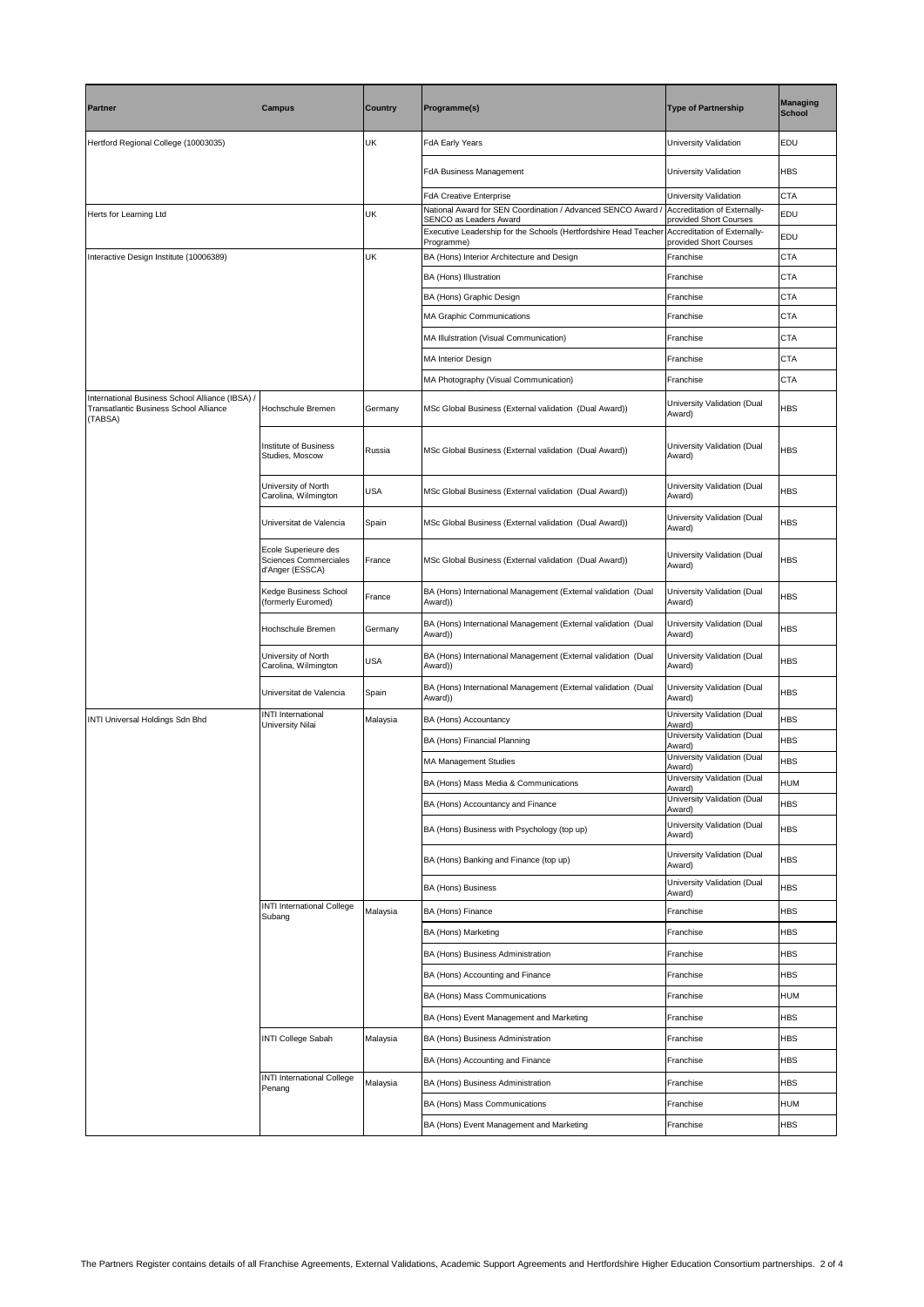| Partner | Campus | Country | Programme(s) | Type of Partnership | Managing School |
|---|---|---|---|---|---|
| Hertford Regional College (10003035) | | UK | FdA Early Years | University Validation | EDU |
| | | | FdA Business Management | University Validation | HBS |
| | | | FdA Creative Enterprise | University Validation | CTA |
| Herts for Learning Ltd | | UK | National Award for SEN Coordination / Advanced SENCO Award / SENCO as Leaders Award | Accreditation of Externally-provided Short Courses | EDU |
| | | | Executive Leadership for the Schools (Hertfordshire Head Teacher Programme) | Accreditation of Externally-provided Short Courses | EDU |
| Interactive Design Institute (10006389) | | UK | BA (Hons) Interior Architecture and Design | Franchise | CTA |
| | | | BA (Hons) Illustration | Franchise | CTA |
| | | | BA (Hons) Graphic Design | Franchise | CTA |
| | | | MA Graphic Communications | Franchise | CTA |
| | | | MA Illulstration (Visual Communication) | Franchise | CTA |
| | | | MA Interior Design | Franchise | CTA |
| | | | MA Photography (Visual Communication) | Franchise | CTA |
| International Business School Alliance (IBSA) / Transatlantic Business School Alliance (TABSA) | Hochschule Bremen | Germany | MSc Global Business (External validation (Dual Award)) | University Validation (Dual Award) | HBS |
| | Institute of Business Studies, Moscow | Russia | MSc Global Business (External validation (Dual Award)) | University Validation (Dual Award) | HBS |
| | University of North Carolina, Wilmington | USA | MSc Global Business (External validation (Dual Award)) | University Validation (Dual Award) | HBS |
| | Universitat de Valencia | Spain | MSc Global Business (External validation (Dual Award)) | University Validation (Dual Award) | HBS |
| | Ecole Superieure des Sciences Commerciales d'Anger (ESSCA) | France | MSc Global Business (External validation (Dual Award)) | University Validation (Dual Award) | HBS |
| | Kedge Business School (formerly Euromed) | France | BA (Hons) International Management (External validation (Dual Award)) | University Validation (Dual Award) | HBS |
| | Hochschule Bremen | Germany | BA (Hons) International Management (External validation (Dual Award)) | University Validation (Dual Award) | HBS |
| | University of North Carolina, Wilmington | USA | BA (Hons) International Management (External validation (Dual Award)) | University Validation (Dual Award) | HBS |
| | Universitat de Valencia | Spain | BA (Hons) International Management (External validation (Dual Award)) | University Validation (Dual Award) | HBS |
| INTI Universal Holdings Sdn Bhd | INTI International University Nilai | Malaysia | BA (Hons) Accountancy | University Validation (Dual Award) | HBS |
| | | | BA (Hons) Financial Planning | University Validation (Dual Award) | HBS |
| | | | MA Management Studies | University Validation (Dual Award) | HBS |
| | | | BA (Hons) Mass Media & Communications | University Validation (Dual Award) | HUM |
| | | | BA (Hons) Accountancy and Finance | University Validation (Dual Award) | HBS |
| | | | BA (Hons) Business with Psychology (top up) | University Validation (Dual Award) | HBS |
| | | | BA (Hons) Banking and Finance (top up) | University Validation (Dual Award) | HBS |
| | | | BA (Hons) Business | University Validation (Dual Award) | HBS |
| | INTI International College Subang | Malaysia | BA (Hons) Finance | Franchise | HBS |
| | | | BA (Hons) Marketing | Franchise | HBS |
| | | | BA (Hons) Business Administration | Franchise | HBS |
| | | | BA (Hons) Accounting and Finance | Franchise | HBS |
| | | | BA (Hons) Mass Communications | Franchise | HUM |
| | | | BA (Hons) Event Management and Marketing | Franchise | HBS |
| | INTI College Sabah | Malaysia | BA (Hons) Business Administration | Franchise | HBS |
| | | | BA (Hons) Accounting and Finance | Franchise | HBS |
| | INTI International College Penang | Malaysia | BA (Hons) Business Administration | Franchise | HBS |
| | | | BA (Hons) Mass Communications | Franchise | HUM |
| | | | BA (Hons) Event Management and Marketing | Franchise | HBS |

The Partners Register contains details of all Franchise Agreements, External Validations, Academic Support Agreements and Hertfordshire Higher Education Consortium partnerships.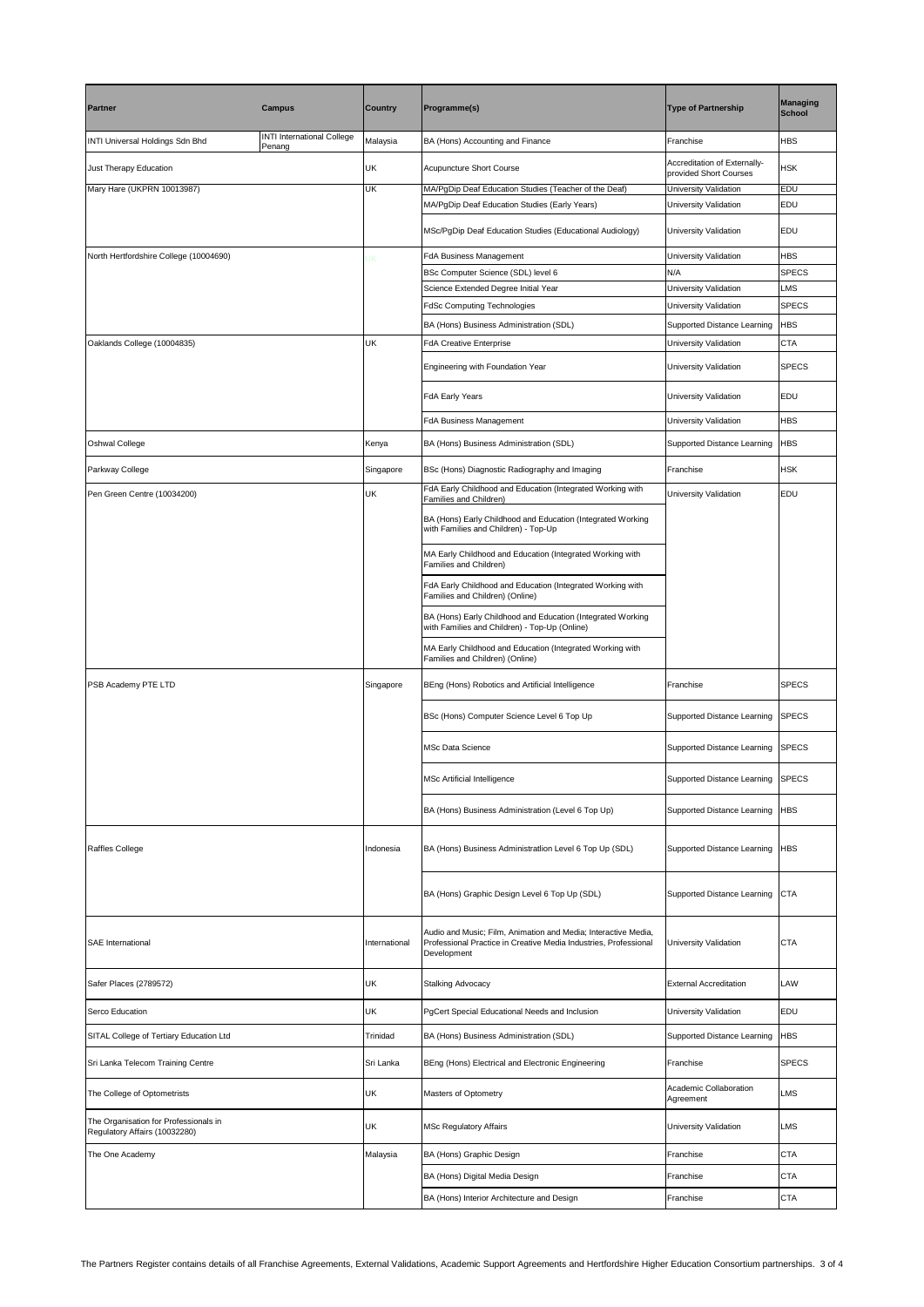| Partner | Campus | Country | Programme(s) | Type of Partnership | Managing School |
|---|---|---|---|---|---|
| INTI Universal Holdings Sdn Bhd | INTI International College Penang | Malaysia | BA (Hons) Accounting and Finance | Franchise | HBS |
| Just Therapy Education | | UK | Acupuncture Short Course | Accreditation of Externally-provided Short Courses | HSK |
| Mary Hare (UKPRN 10013987) | | UK | MA/PgDip Deaf Education Studies (Teacher of the Deaf) | University Validation | EDU |
| | | | MA/PgDip Deaf Education Studies (Early Years) | University Validation | EDU |
| | | | MSc/PgDip Deaf Education Studies (Educational Audiology) | University Validation | EDU |
| North Hertfordshire College (10004690) | | UK | FdA Business Management | University Validation | HBS |
| | | | BSc Computer Science (SDL) level 6 | N/A | SPECS |
| | | | Science Extended Degree Initial Year | University Validation | LMS |
| | | | FdSc Computing Technologies | University Validation | SPECS |
| | | | BA (Hons) Business Administration (SDL) | Supported Distance Learning | HBS |
| Oaklands College (10004835) | | UK | FdA Creative Enterprise | University Validation | CTA |
| | | | Engineering with Foundation Year | University Validation | SPECS |
| | | | FdA Early Years | University Validation | EDU |
| | | | FdA Business Management | University Validation | HBS |
| Oshwal College | | Kenya | BA (Hons) Business Administration (SDL) | Supported Distance Learning | HBS |
| Parkway College | | Singapore | BSc (Hons) Diagnostic Radiography and Imaging | Franchise | HSK |
| Pen Green Centre (10034200) | | UK | FdA Early Childhood and Education (Integrated Working with Families and Children) | University Validation | EDU |
| | | | BA (Hons) Early Childhood and Education (Integrated Working with Families and Children) - Top-Up | | |
| | | | MA Early Childhood and Education (Integrated Working with Families and Children) | | |
| | | | FdA Early Childhood and Education (Integrated Working with Families and Children) (Online) | | |
| | | | BA (Hons) Early Childhood and Education (Integrated Working with Families and Children) - Top-Up (Online) | | |
| | | | MA Early Childhood and Education (Integrated Working with Families and Children) (Online) | | |
| PSB Academy PTE LTD | | Singapore | BEng (Hons) Robotics and Artificial Intelligence | Franchise | SPECS |
| | | | BSc (Hons) Computer Science Level 6 Top Up | Supported Distance Learning | SPECS |
| | | | MSc Data Science | Supported Distance Learning | SPECS |
| | | | MSc Artificial Intelligence | Supported Distance Learning | SPECS |
| | | | BA (Hons) Business Administration (Level 6 Top Up) | Supported Distance Learning | HBS |
| Raffles College | | Indonesia | BA (Hons) Business Administratlion Level 6 Top Up (SDL) | Supported Distance Learning | HBS |
| | | | BA (Hons) Graphic Design Level 6 Top Up (SDL) | Supported Distance Learning | CTA |
| SAE International | | International | Audio and Music; Film, Animation and Media; Interactive Media, Professional Practice in Creative Media Industries, Professional Development | University Validation | CTA |
| Safer Places (2789572) | | UK | Stalking Advocacy | External Accreditation | LAW |
| Serco Education | | UK | PgCert Special Educational Needs and Inclusion | University Validation | EDU |
| SITAL College of Tertiary Education Ltd | | Trinidad | BA (Hons) Business Administration (SDL) | Supported Distance Learning | HBS |
| Sri Lanka Telecom Training Centre | | Sri Lanka | BEng (Hons) Electrical and Electronic Engineering | Franchise | SPECS |
| The College of Optometrists | | UK | Masters of Optometry | Academic Collaboration Agreement | LMS |
| The Organisation for Professionals in Regulatory Affairs (10032280) | | UK | MSc Regulatory Affairs | University Validation | LMS |
| The One Academy | | Malaysia | BA (Hons) Graphic Design | Franchise | CTA |
| | | | BA (Hons) Digital Media Design | Franchise | CTA |
| | | | BA (Hons) Interior Architecture and Design | Franchise | CTA |

The Partners Register contains details of all Franchise Agreements, External Validations, Academic Support Agreements and Hertfordshire Higher Education Consortium partnerships.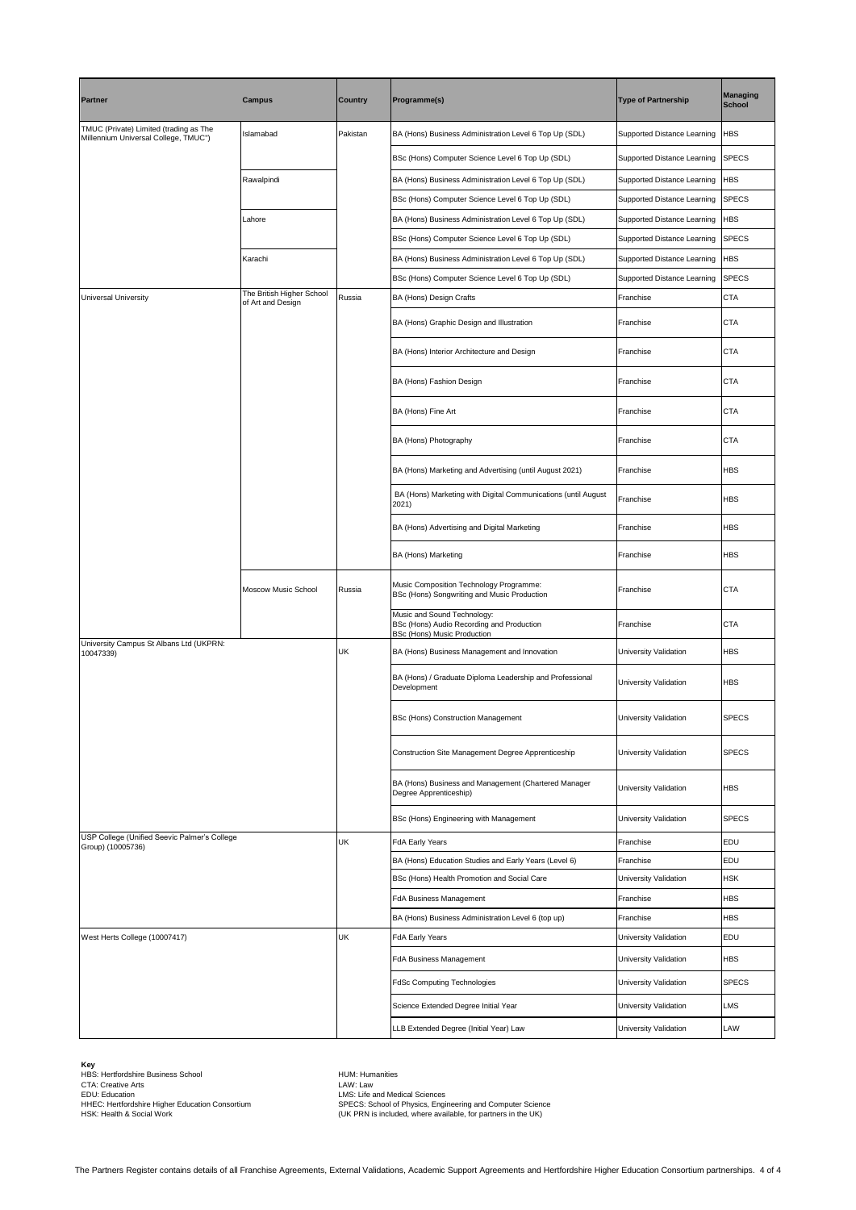| Partner | Campus | Country | Programme(s) | Type of Partnership | Managing School |
|---|---|---|---|---|---|
| TMUC (Private) Limited (trading as The Millennium Universal College, TMUC") | Islamabad | Pakistan | BA (Hons) Business Administration Level 6 Top Up (SDL) | Supported Distance Learning | HBS |
| | | | BSc (Hons) Computer Science Level 6 Top Up (SDL) | Supported Distance Learning | SPECS |
| | Rawalpindi | | BA (Hons) Business Administration Level 6 Top Up (SDL) | Supported Distance Learning | HBS |
| | | | BSc (Hons) Computer Science Level 6 Top Up (SDL) | Supported Distance Learning | SPECS |
| | Lahore | | BA (Hons) Business Administration Level 6 Top Up (SDL) | Supported Distance Learning | HBS |
| | | | BSc (Hons) Computer Science Level 6 Top Up (SDL) | Supported Distance Learning | SPECS |
| | Karachi | | BA (Hons) Business Administration Level 6 Top Up (SDL) | Supported Distance Learning | HBS |
| | | | BSc (Hons) Computer Science Level 6 Top Up (SDL) | Supported Distance Learning | SPECS |
| Universal University | The British Higher School of Art and Design | Russia | BA (Hons) Design Crafts | Franchise | CTA |
| | | | BA (Hons) Graphic Design and Illustration | Franchise | CTA |
| | | | BA (Hons) Interior Architecture and Design | Franchise | CTA |
| | | | BA (Hons) Fashion Design | Franchise | CTA |
| | | | BA (Hons) Fine Art | Franchise | CTA |
| | | | BA (Hons) Photography | Franchise | CTA |
| | | | BA (Hons) Marketing and Advertising (until August 2021) | Franchise | HBS |
| | | | BA (Hons) Marketing with Digital Communications (until August 2021) | Franchise | HBS |
| | | | BA (Hons) Advertising and Digital Marketing | Franchise | HBS |
| | | | BA (Hons) Marketing | Franchise | HBS |
| | Moscow Music School | Russia | Music Composition Technology Programme: BSc (Hons) Songwriting and Music Production | Franchise | CTA |
| | | | Music and Sound Technology: BSc (Hons) Audio Recording and Production BSc (Hons) Music Production | Franchise | CTA |
| University Campus St Albans Ltd (UKPRN: 10047339) | | UK | BA (Hons) Business Management and Innovation | University Validation | HBS |
| | | | BA (Hons) / Graduate Diploma Leadership and Professional Development | University Validation | HBS |
| | | | BSc (Hons) Construction Management | University Validation | SPECS |
| | | | Construction Site Management Degree Apprenticeship | University Validation | SPECS |
| | | | BA (Hons) Business and Management (Chartered Manager Degree Apprenticeship) | University Validation | HBS |
| | | | BSc (Hons) Engineering with Management | University Validation | SPECS |
| USP College (Unified Seevic Palmer's College Group) (10005736) | | UK | FdA Early Years | Franchise | EDU |
| | | | BA (Hons) Education Studies and Early Years (Level 6) | Franchise | EDU |
| | | | BSc (Hons) Health Promotion and Social Care | University Validation | HSK |
| | | | FdA Business Management | Franchise | HBS |
| | | | BA (Hons) Business Administration Level 6 (top up) | Franchise | HBS |
| West Herts College (10007417) | | UK | FdA Early Years | University Validation | EDU |
| | | | FdA Business Management | University Validation | HBS |
| | | | FdSc Computing Technologies | University Validation | SPECS |
| | | | Science Extended Degree Initial Year | University Validation | LMS |
| | | | LLB Extended Degree (Initial Year) Law | University Validation | LAW |

**Key**

HBS: Hertfordshire Business School
CTA: Creative Arts
EDU: Education
HHEC: Hertfordshire Higher Education Consortium
HSK: Health & Social Work
HUM: Humanities
LAW: Law
LMS: Life and Medical Sciences
SPECS: School of Physics, Engineering and Computer Science
(UK PRN is included, where available, for partners in the UK)

The Partners Register contains details of all Franchise Agreements, External Validations, Academic Support Agreements and Hertfordshire Higher Education Consortium partnerships.